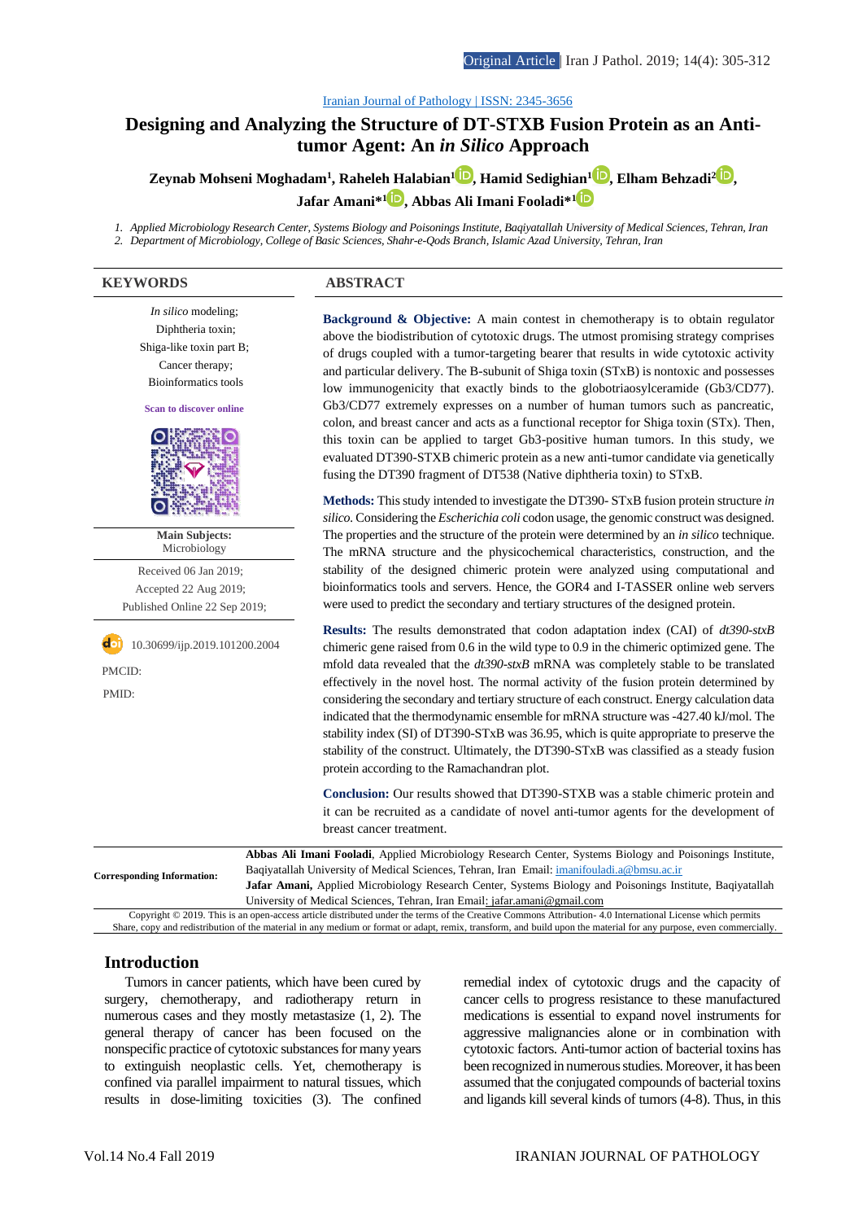Original Article | Iran J Pathol. 2019; 14(4): 305-312

Iranian Journal of Pathology | ISSN: 2345-3656

# Designing and Analyzing the Structure of DT-STXB Fusion Protein as an Anti-tumor Agent: An *in Silico* Approach

**Zeynab Mohseni Moghadam[1], Raheleh Halabian[1], Hamid Sedighian[1], Elham Behzadi[2], Jafar Amani*[1], Abbas Ali Imani Fooladi*[1]**

1. Applied Microbiology Research Center, Systems Biology and Poisonings Institute, Baqiyatallah University of Medical Sciences, Tehran, Iran
2. Department of Microbiology, College of Basic Sciences, Shahr-e-Qods Branch, Islamic Azad University, Tehran, Iran

## KEYWORDS

*In silico* modeling;
Diphtheria toxin;
Shiga-like toxin part B;
Cancer therapy;
Bioinformatics tools

Scan to discover online

**Main Subjects:**
Microbiology

Received 06 Jan 2019;
Accepted 22 Aug 2019;
Published Online 22 Sep 2019;

10.30699/ijp.2019.101200.2004

PMCID:

PMID:

## ABSTRACT

**Background & Objective:** A main contest in chemotherapy is to obtain regulator above the biodistribution of cytotoxic drugs. The utmost promising strategy comprises of drugs coupled with a tumor-targeting bearer that results in wide cytotoxic activity and particular delivery. The B-subunit of Shiga toxin (STxB) is nontoxic and possesses low immunogenicity that exactly binds to the globotriaosylceramide (Gb3/CD77). Gb3/CD77 extremely expresses on a number of human tumors such as pancreatic, colon, and breast cancer and acts as a functional receptor for Shiga toxin (STx). Then, this toxin can be applied to target Gb3-positive human tumors. In this study, we evaluated DT390-STXB chimeric protein as a new anti-tumor candidate via genetically fusing the DT390 fragment of DT538 (Native diphtheria toxin) to STxB.

**Methods:** This study intended to investigate the DT390- STxB fusion protein structure *in silico*. Considering the *Escherichia coli* codon usage, the genomic construct was designed. The properties and the structure of the protein were determined by an *in silico* technique. The mRNA structure and the physicochemical characteristics, construction, and the stability of the designed chimeric protein were analyzed using computational and bioinformatics tools and servers. Hence, the GOR4 and I-TASSER online web servers were used to predict the secondary and tertiary structures of the designed protein.

**Results:** The results demonstrated that codon adaptation index (CAI) of *dt390-stxB* chimeric gene raised from 0.6 in the wild type to 0.9 in the chimeric optimized gene. The mfold data revealed that the *dt390-stxB* mRNA was completely stable to be translated effectively in the novel host. The normal activity of the fusion protein determined by considering the secondary and tertiary structure of each construct. Energy calculation data indicated that the thermodynamic ensemble for mRNA structure was -427.40 kJ/mol. The stability index (SI) of DT390-STxB was 36.95, which is quite appropriate to preserve the stability of the construct. Ultimately, the DT390-STxB was classified as a steady fusion protein according to the Ramachandran plot.

**Conclusion:** Our results showed that DT390-STXB was a stable chimeric protein and it can be recruited as a candidate of novel anti-tumor agents for the development of breast cancer treatment.

**Corresponding Information:** **Abbas Ali Imani Fooladi**, Applied Microbiology Research Center, Systems Biology and Poisonings Institute, Baqiyatallah University of Medical Sciences, Tehran, Iran Email: imanifouladi.a@bmsu.ac.ir
**Jafar Amani,** Applied Microbiology Research Center, Systems Biology and Poisonings Institute, Baqiyatallah University of Medical Sciences, Tehran, Iran Email: jafar.amani@gmail.com

Copyright © 2019. This is an open-access article distributed under the terms of the Creative Commons Attribution- 4.0 International License which permits Share, copy and redistribution of the material in any medium or format or adapt, remix, transform, and build upon the material for any purpose, even commercially.

## Introduction

Tumors in cancer patients, which have been cured by surgery, chemotherapy, and radiotherapy return in numerous cases and they mostly metastasize (1, 2). The general therapy of cancer has been focused on the nonspecific practice of cytotoxic substances for many years to extinguish neoplastic cells. Yet, chemotherapy is confined via parallel impairment to natural tissues, which results in dose-limiting toxicities (3). The confined remedial index of cytotoxic drugs and the capacity of cancer cells to progress resistance to these manufactured medications is essential to expand novel instruments for aggressive malignancies alone or in combination with cytotoxic factors. Anti-tumor action of bacterial toxins has been recognized in numerous studies. Moreover, it has been assumed that the conjugated compounds of bacterial toxins and ligands kill several kinds of tumors (4-8). Thus, in this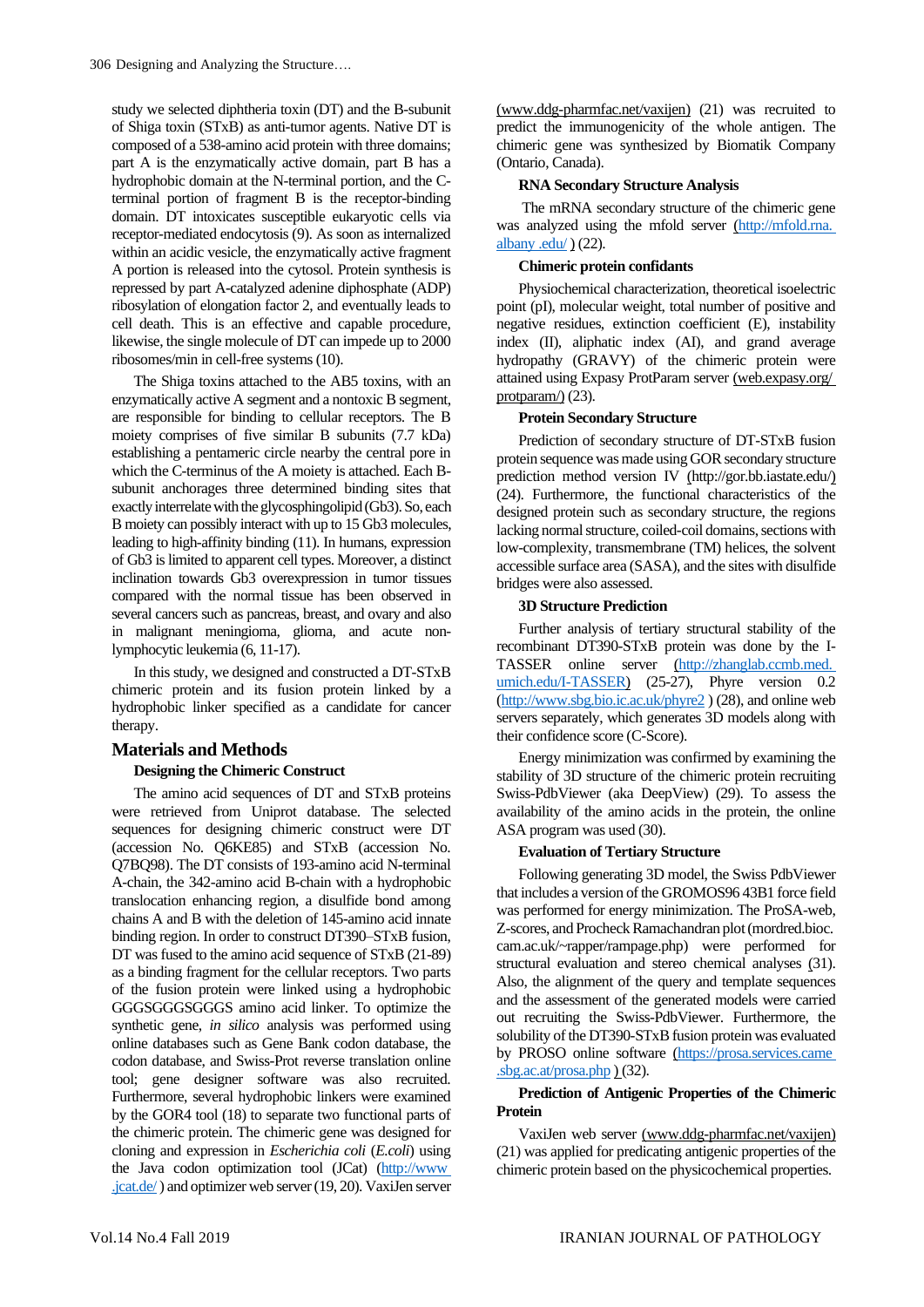study we selected diphtheria toxin (DT) and the B-subunit of Shiga toxin (STxB) as anti-tumor agents. Native DT is composed of a 538-amino acid protein with three domains; part A is the enzymatically active domain, part B has a hydrophobic domain at the N-terminal portion, and the C-terminal portion of fragment B is the receptor-binding domain. DT intoxicates susceptible eukaryotic cells via receptor-mediated endocytosis (9). As soon as internalized within an acidic vesicle, the enzymatically active fragment A portion is released into the cytosol. Protein synthesis is repressed by part A-catalyzed adenine diphosphate (ADP) ribosylation of elongation factor 2, and eventually leads to cell death. This is an effective and capable procedure, likewise, the single molecule of DT can impede up to 2000 ribosomes/min in cell-free systems (10).

The Shiga toxins attached to the AB5 toxins, with an enzymatically active A segment and a nontoxic B segment, are responsible for binding to cellular receptors. The B moiety comprises of five similar B subunits (7.7 kDa) establishing a pentameric circle nearby the central pore in which the C-terminus of the A moiety is attached. Each B-subunit anchorages three determined binding sites that exactly interrelate with the glycosphingolipid (Gb3). So, each B moiety can possibly interact with up to 15 Gb3 molecules, leading to high-affinity binding (11). In humans, expression of Gb3 is limited to apparent cell types. Moreover, a distinct inclination towards Gb3 overexpression in tumor tissues compared with the normal tissue has been observed in several cancers such as pancreas, breast, and ovary and also in malignant meningioma, glioma, and acute non-lymphocytic leukemia (6, 11-17).

In this study, we designed and constructed a DT-STxB chimeric protein and its fusion protein linked by a hydrophobic linker specified as a candidate for cancer therapy.

## Materials and Methods

### Designing the Chimeric Construct

The amino acid sequences of DT and STxB proteins were retrieved from Uniprot database. The selected sequences for designing chimeric construct were DT (accession No. Q6KE85) and STxB (accession No. Q7BQ98). The DT consists of 193-amino acid N-terminal A-chain, the 342-amino acid B-chain with a hydrophobic translocation enhancing region, a disulfide bond among chains A and B with the deletion of 145-amino acid innate binding region. In order to construct DT390–STxB fusion, DT was fused to the amino acid sequence of STxB (21-89) as a binding fragment for the cellular receptors. Two parts of the fusion protein were linked using a hydrophobic GGGSGGGSGGGS amino acid linker. To optimize the synthetic gene, *in silico* analysis was performed using online databases such as Gene Bank codon database, the codon database, and Swiss-Prot reverse translation online tool; gene designer software was also recruited. Furthermore, several hydrophobic linkers were examined by the GOR4 tool (18) to separate two functional parts of the chimeric protein. The chimeric gene was designed for cloning and expression in *Escherichia coli* (*E.coli*) using the Java codon optimization tool (JCat) (http://www.jcat.de/) and optimizer web server (19, 20). VaxiJen server (www.ddg-pharmfac.net/vaxijen) (21) was recruited to predict the immunogenicity of the whole antigen. The chimeric gene was synthesized by Biomatik Company (Ontario, Canada).

### RNA Secondary Structure Analysis

The mRNA secondary structure of the chimeric gene was analyzed using the mfold server (http://mfold.rna.albany .edu/ ) (22).

### Chimeric protein confidants

Physiochemical characterization, theoretical isoelectric point (pI), molecular weight, total number of positive and negative residues, extinction coefficient (E), instability index (II), aliphatic index (AI), and grand average hydropathy (GRAVY) of the chimeric protein were attained using Expasy ProtParam server (web.expasy.org/protparam/) (23).

### Protein Secondary Structure

Prediction of secondary structure of DT-STxB fusion protein sequence was made using GOR secondary structure prediction method version IV (http://gor.bb.iastate.edu/) (24). Furthermore, the functional characteristics of the designed protein such as secondary structure, the regions lacking normal structure, coiled-coil domains, sections with low-complexity, transmembrane (TM) helices, the solvent accessible surface area (SASA), and the sites with disulfide bridges were also assessed.

### 3D Structure Prediction

Further analysis of tertiary structural stability of the recombinant DT390-STxB protein was done by the I-TASSER online server (http://zhanglab.ccmb.med.umich.edu/I-TASSER) (25-27), Phyre version 0.2 (http://www.sbg.bio.ic.ac.uk/phyre2 ) (28), and online web servers separately, which generates 3D models along with their confidence score (C-Score).

Energy minimization was confirmed by examining the stability of 3D structure of the chimeric protein recruiting Swiss-PdbViewer (aka DeepView) (29). To assess the availability of the amino acids in the protein, the online ASA program was used (30).

### Evaluation of Tertiary Structure

Following generating 3D model, the Swiss PdbViewer that includes a version of the GROMOS96 43B1 force field was performed for energy minimization. The ProSA-web, Z-scores, and Procheck Ramachandran plot (mordred.bioc.cam.ac.uk/~rapper/rampage.php) were performed for structural evaluation and stereo chemical analyses (31). Also, the alignment of the query and template sequences and the assessment of the generated models were carried out recruiting the Swiss-PdbViewer. Furthermore, the solubility of the DT390-STxB fusion protein was evaluated by PROSO online software (https://prosa.services.came.sbg.ac.at/prosa.php ) (32).

### Prediction of Antigenic Properties of the Chimeric Protein

VaxiJen web server (www.ddg-pharmfac.net/vaxijen) (21) was applied for predicating antigenic properties of the chimeric protein based on the physicochemical properties.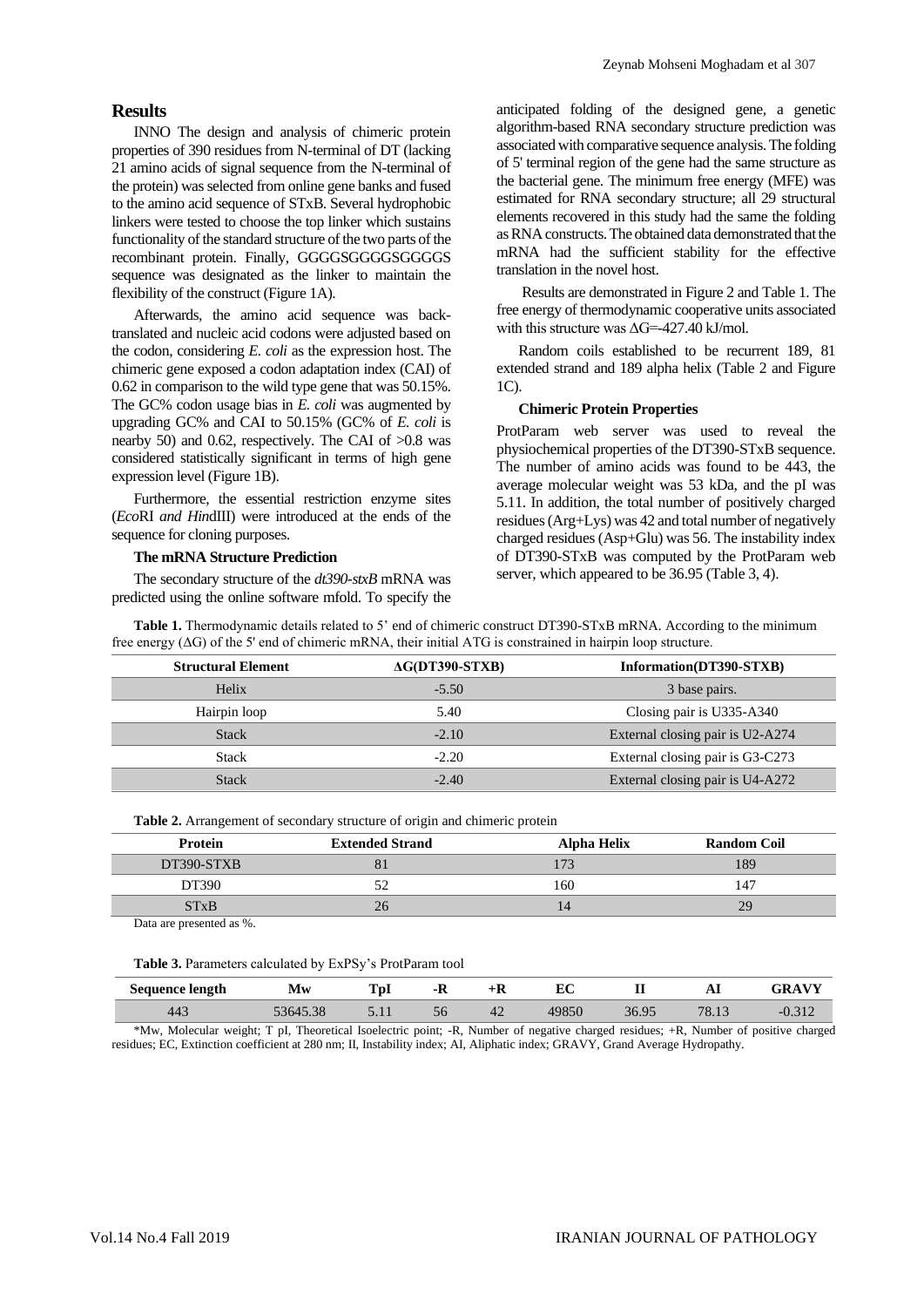## Results

INNO The design and analysis of chimeric protein properties of 390 residues from N-terminal of DT (lacking 21 amino acids of signal sequence from the N-terminal of the protein) was selected from online gene banks and fused to the amino acid sequence of STxB. Several hydrophobic linkers were tested to choose the top linker which sustains functionality of the standard structure of the two parts of the recombinant protein. Finally, GGGGSGGGGSGGGGS sequence was designated as the linker to maintain the flexibility of the construct (Figure 1A).

Afterwards, the amino acid sequence was back-translated and nucleic acid codons were adjusted based on the codon, considering *E. coli* as the expression host. The chimeric gene exposed a codon adaptation index (CAI) of 0.62 in comparison to the wild type gene that was 50.15%. The GC% codon usage bias in *E. coli* was augmented by upgrading GC% and CAI to 50.15% (GC% of *E. coli* is nearby 50) and 0.62, respectively. The CAI of >0.8 was considered statistically significant in terms of high gene expression level (Figure 1B).

Furthermore, the essential restriction enzyme sites (*Eco*RI *and Hin*dIII) were introduced at the ends of the sequence for cloning purposes.

### The mRNA Structure Prediction

The secondary structure of the *dt390-stxB* mRNA was predicted using the online software mfold. To specify the anticipated folding of the designed gene, a genetic algorithm-based RNA secondary structure prediction was associated with comparative sequence analysis. The folding of 5' terminal region of the gene had the same structure as the bacterial gene. The minimum free energy (MFE) was estimated for RNA secondary structure; all 29 structural elements recovered in this study had the same the folding as RNA constructs. The obtained data demonstrated that the mRNA had the sufficient stability for the effective translation in the novel host.

Results are demonstrated in Figure 2 and Table 1. The free energy of thermodynamic cooperative units associated with this structure was ΔG=-427.40 kJ/mol.

Random coils established to be recurrent 189, 81 extended strand and 189 alpha helix (Table 2 and Figure 1C).

### Chimeric Protein Properties

ProtParam web server was used to reveal the physiochemical properties of the DT390-STxB sequence. The number of amino acids was found to be 443, the average molecular weight was 53 kDa, and the pI was 5.11. In addition, the total number of positively charged residues (Arg+Lys) was 42 and total number of negatively charged residues (Asp+Glu) was 56. The instability index of DT390-STxB was computed by the ProtParam web server, which appeared to be 36.95 (Table 3, 4).

**Table 1.** Thermodynamic details related to 5' end of chimeric construct DT390-STxB mRNA. According to the minimum free energy (ΔG) of the 5' end of chimeric mRNA, their initial ATG is constrained in hairpin loop structure.

| Structural Element | ΔG(DT390-STXB) | Information(DT390-STXB) |
|---|---|---|
| Helix | -5.50 | 3 base pairs. |
| Hairpin loop | 5.40 | Closing pair is U335-A340 |
| Stack | -2.10 | External closing pair is U2-A274 |
| Stack | -2.20 | External closing pair is G3-C273 |
| Stack | -2.40 | External closing pair is U4-A272 |

**Table 2.** Arrangement of secondary structure of origin and chimeric protein

| Protein | Extended Strand | Alpha Helix | Random Coil |
|---|---|---|---|
| DT390-STXB | 81 | 173 | 189 |
| DT390 | 52 | 160 | 147 |
| STxB | 26 | 14 | 29 |

Data are presented as %.

**Table 3.** Parameters calculated by ExPSy's ProtParam tool

| Sequence length | Mw | TpI | -R | +R | EC | II | AI | GRAVY |
|---|---|---|---|---|---|---|---|---|
| 443 | 53645.38 | 5.11 | 56 | 42 | 49850 | 36.95 | 78.13 | -0.312 |

*Mw, Molecular weight; T pI, Theoretical Isoelectric point; -R, Number of negative charged residues; +R, Number of positive charged residues; EC, Extinction coefficient at 280 nm; II, Instability index; AI, Aliphatic index; GRAVY, Grand Average Hydropathy.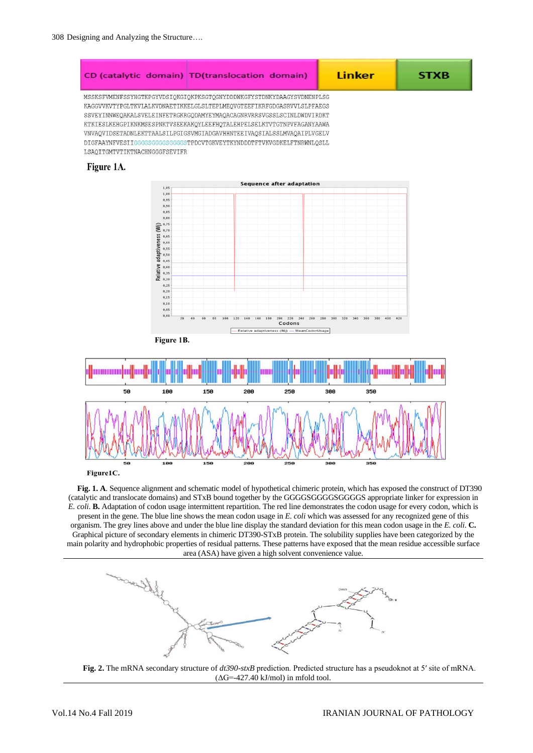CD (catalytic domain) TD(translocation domain) Linker STXB

```
MSSKSFVMENFSSYHGTKPGYVDSIQKGIQKPKSGTQGNYDDDWKGFYSTDNKYDAAGYSVDNENPLSG
KAGGVVKVTYPGLTKVLALKVDNAETIKKELGLSLTEPLMEQVGTEEFIKRFGDGASRVVLSLPFAEGS
SSVEYINNWEQAKALSVELEINFETRGKRGQDAMYEYMAQACAGNRVRRSVGSSLSCINLDWDVIRDKT
KTKIESLKEHGPIKNKMSESPNKTVSEEKAKQYLEEFHQTALEHPELSELKTVTGTNPVFAGANYAAWA
VNVAQVIDSETADNLEKTTAALSILPGIGSVMGIADGAVHHNTEEIVAQSIALSSLMVAQAIPLVGELV
DIGFAAYNFVESIIGGGGSGGGGSGGGGSTPDCVTGKVEYTKYNDDDTFTVKVGDKELFTNRWNLQSLL
LSAQITGMTVTIKTNACHNGGGFSEVIFR
```

Figure 1A.

Figure 1B.

Figure1C.

**Fig. 1. A**. Sequence alignment and schematic model of hypothetical chimeric protein, which has exposed the construct of DT390 (catalytic and translocate domains) and STxB bound together by the GGGGSGGGGSGGGGS appropriate linker for expression in *E. coli*. **B.** Adaptation of codon usage intermittent repartition. The red line demonstrates the codon usage for every codon, which is present in the gene. The blue line shows the mean codon usage in *E. coli* which was assessed for any recognized gene of this organism. The grey lines above and under the blue line display the standard deviation for this mean codon usage in the *E. coli*. **C.** Graphical picture of secondary elements in chimeric DT390-STxB protein. The solubility supplies have been categorized by the main polarity and hydrophobic properties of residual patterns. These patterns have exposed that the mean residue accessible surface area (ASA) have given a high solvent convenience value.

**Fig. 2.** The mRNA secondary structure of *dt390-stxB* prediction. Predicted structure has a pseudoknot at 5′ site of mRNA. (ΔG=-427.40 kJ/mol) in mfold tool.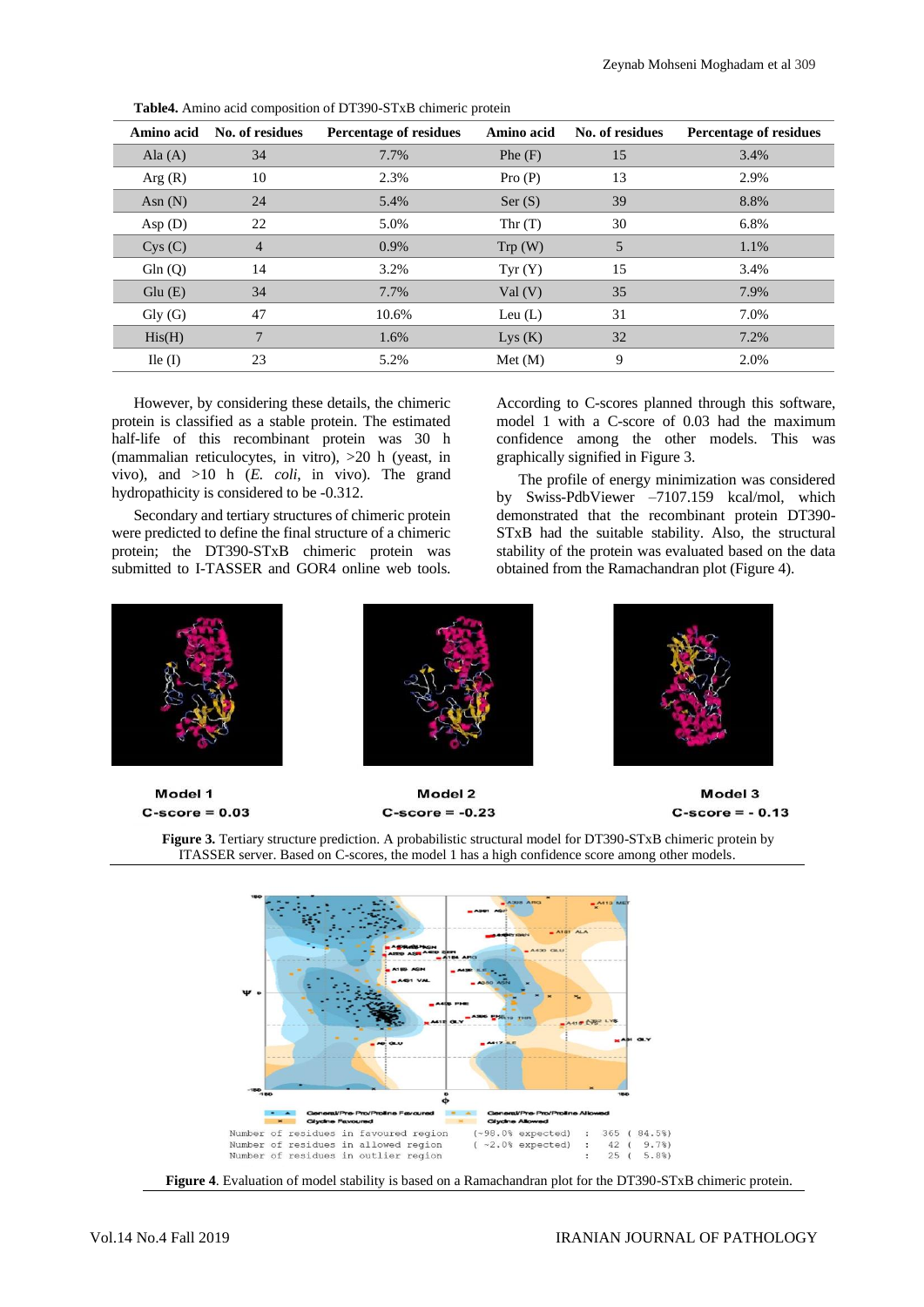**Table4.** Amino acid composition of DT390-STxB chimeric protein

| Amino acid | No. of residues | Percentage of residues | Amino acid | No. of residues | Percentage of residues |
|---|---|---|---|---|---|
| Ala (A) | 34 | 7.7% | Phe (F) | 15 | 3.4% |
| Arg (R) | 10 | 2.3% | Pro (P) | 13 | 2.9% |
| Asn (N) | 24 | 5.4% | Ser (S) | 39 | 8.8% |
| Asp (D) | 22 | 5.0% | Thr (T) | 30 | 6.8% |
| Cys (C) | 4 | 0.9% | Trp (W) | 5 | 1.1% |
| Gln (Q) | 14 | 3.2% | Tyr (Y) | 15 | 3.4% |
| Glu (E) | 34 | 7.7% | Val (V) | 35 | 7.9% |
| Gly (G) | 47 | 10.6% | Leu (L) | 31 | 7.0% |
| His(H) | 7 | 1.6% | Lys (K) | 32 | 7.2% |
| Ile (I) | 23 | 5.2% | Met (M) | 9 | 2.0% |

However, by considering these details, the chimeric protein is classified as a stable protein. The estimated half-life of this recombinant protein was 30 h (mammalian reticulocytes, in vitro), >20 h (yeast, in vivo), and >10 h (*E. coli*, in vivo). The grand hydropathicity is considered to be -0.312.

Secondary and tertiary structures of chimeric protein were predicted to define the final structure of a chimeric protein; the DT390-STxB chimeric protein was submitted to I-TASSER and GOR4 online web tools. According to C-scores planned through this software, model 1 with a C-score of 0.03 had the maximum confidence among the other models. This was graphically signified in Figure 3.

The profile of energy minimization was considered by Swiss-PdbViewer –7107.159 kcal/mol, which demonstrated that the recombinant protein DT390-STxB had the suitable stability. Also, the structural stability of the protein was evaluated based on the data obtained from the Ramachandran plot (Figure 4).

Model 1
C-score = 0.03

Model 2
C-score = -0.23

Model 3
C-score = - 0.13

**Figure 3.** Tertiary structure prediction. A probabilistic structural model for DT390-STxB chimeric protein by ITASSER server. Based on C-scores, the model 1 has a high confidence score among other models.

```
Number of residues in favoured region   (~98.0% expected)  :  365 ( 84.5%)
Number of residues in allowed region    ( ~2.0% expected)  :   42 (  9.7%)
Number of residues in outlier region                       :   25 (  5.8%)
```

**Figure 4**. Evaluation of model stability is based on a Ramachandran plot for the DT390-STxB chimeric protein.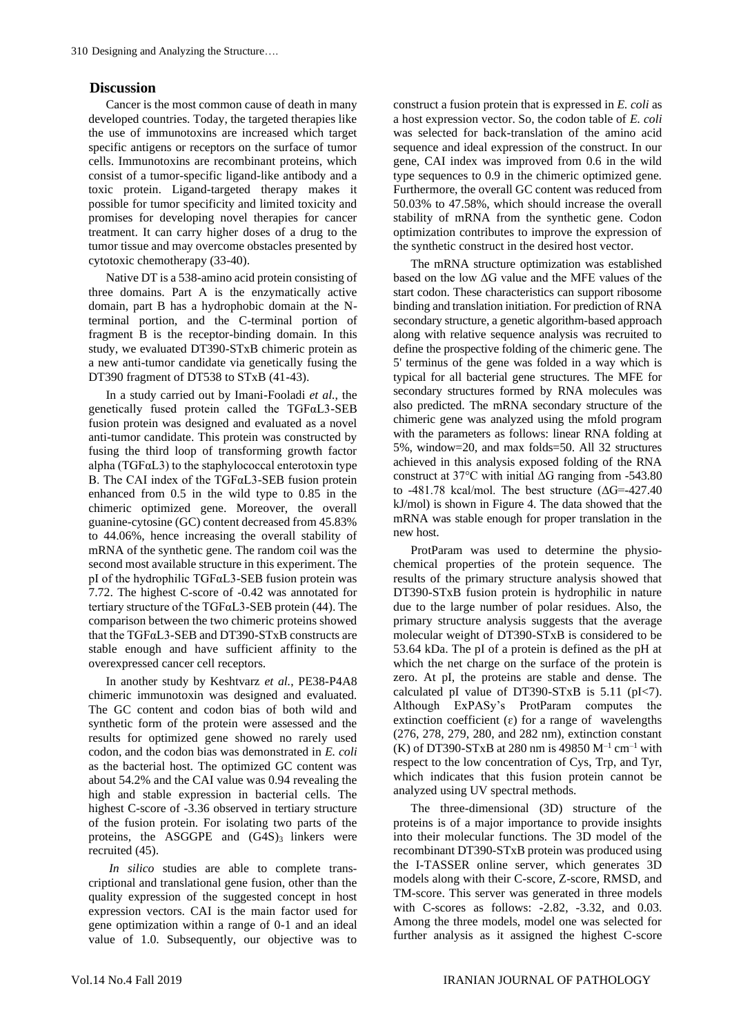## Discussion

Cancer is the most common cause of death in many developed countries. Today, the targeted therapies like the use of immunotoxins are increased which target specific antigens or receptors on the surface of tumor cells. Immunotoxins are recombinant proteins, which consist of a tumor-specific ligand-like antibody and a toxic protein. Ligand-targeted therapy makes it possible for tumor specificity and limited toxicity and promises for developing novel therapies for cancer treatment. It can carry higher doses of a drug to the tumor tissue and may overcome obstacles presented by cytotoxic chemotherapy (33-40).

Native DT is a 538-amino acid protein consisting of three domains. Part A is the enzymatically active domain, part B has a hydrophobic domain at the N-terminal portion, and the C-terminal portion of fragment B is the receptor-binding domain. In this study, we evaluated DT390-STxB chimeric protein as a new anti-tumor candidate via genetically fusing the DT390 fragment of DT538 to STxB (41-43).

In a study carried out by Imani-Fooladi *et al.*, the genetically fused protein called the TGFαL3-SEB fusion protein was designed and evaluated as a novel anti-tumor candidate. This protein was constructed by fusing the third loop of transforming growth factor alpha (TGFαL3) to the staphylococcal enterotoxin type B. The CAI index of the TGFαL3-SEB fusion protein enhanced from 0.5 in the wild type to 0.85 in the chimeric optimized gene. Moreover, the overall guanine-cytosine (GC) content decreased from 45.83% to 44.06%, hence increasing the overall stability of mRNA of the synthetic gene. The random coil was the second most available structure in this experiment. The pI of the hydrophilic TGFαL3-SEB fusion protein was 7.72. The highest C-score of -0.42 was annotated for tertiary structure of the TGFαL3-SEB protein (44). The comparison between the two chimeric proteins showed that the TGFαL3-SEB and DT390-STxB constructs are stable enough and have sufficient affinity to the overexpressed cancer cell receptors.

In another study by Keshtvarz *et al.*, PE38-P4A8 chimeric immunotoxin was designed and evaluated. The GC content and codon bias of both wild and synthetic form of the protein were assessed and the results for optimized gene showed no rarely used codon, and the codon bias was demonstrated in *E. coli* as the bacterial host. The optimized GC content was about 54.2% and the CAI value was 0.94 revealing the high and stable expression in bacterial cells. The highest C-score of -3.36 observed in tertiary structure of the fusion protein. For isolating two parts of the proteins, the ASGGPE and $(G4S)_3$ linkers were recruited (45).

*In silico* studies are able to complete trans-criptional and translational gene fusion, other than the quality expression of the suggested concept in host expression vectors. CAI is the main factor used for gene optimization within a range of 0-1 and an ideal value of 1.0. Subsequently, our objective was to construct a fusion protein that is expressed in *E. coli* as a host expression vector. So, the codon table of *E. coli* was selected for back-translation of the amino acid sequence and ideal expression of the construct. In our gene, CAI index was improved from 0.6 in the wild type sequences to 0.9 in the chimeric optimized gene. Furthermore, the overall GC content was reduced from 50.03% to 47.58%, which should increase the overall stability of mRNA from the synthetic gene. Codon optimization contributes to improve the expression of the synthetic construct in the desired host vector.

The mRNA structure optimization was established based on the low ΔG value and the MFE values of the start codon. These characteristics can support ribosome binding and translation initiation. For prediction of RNA secondary structure, a genetic algorithm-based approach along with relative sequence analysis was recruited to define the prospective folding of the chimeric gene. The 5' terminus of the gene was folded in a way which is typical for all bacterial gene structures. The MFE for secondary structures formed by RNA molecules was also predicted. The mRNA secondary structure of the chimeric gene was analyzed using the mfold program with the parameters as follows: linear RNA folding at 5%, window=20, and max folds=50. All 32 structures achieved in this analysis exposed folding of the RNA construct at 37°C with initial ΔG ranging from -543.80 to -481.78 kcal/mol. The best structure (ΔG=-427.40 kJ/mol) is shown in Figure 4. The data showed that the mRNA was stable enough for proper translation in the new host.

ProtParam was used to determine the physio-chemical properties of the protein sequence. The results of the primary structure analysis showed that DT390-STxB fusion protein is hydrophilic in nature due to the large number of polar residues. Also, the primary structure analysis suggests that the average molecular weight of DT390-STxB is considered to be 53.64 kDa. The pI of a protein is defined as the pH at which the net charge on the surface of the protein is zero. At pI, the proteins are stable and dense. The calculated pI value of DT390-STxB is 5.11 (pI<7). Although ExPASy's ProtParam computes the extinction coefficient (ε) for a range of wavelengths (276, 278, 279, 280, and 282 nm), extinction constant (K) of DT390-STxB at 280 nm is 49850 $M^{-1}$ $cm^{-1}$ with respect to the low concentration of Cys, Trp, and Tyr, which indicates that this fusion protein cannot be analyzed using UV spectral methods.

The three-dimensional (3D) structure of the proteins is of a major importance to provide insights into their molecular functions. The 3D model of the recombinant DT390-STxB protein was produced using the I-TASSER online server, which generates 3D models along with their C-score, Z-score, RMSD, and TM-score. This server was generated in three models with C-scores as follows: -2.82, -3.32, and 0.03. Among the three models, model one was selected for further analysis as it assigned the highest C-score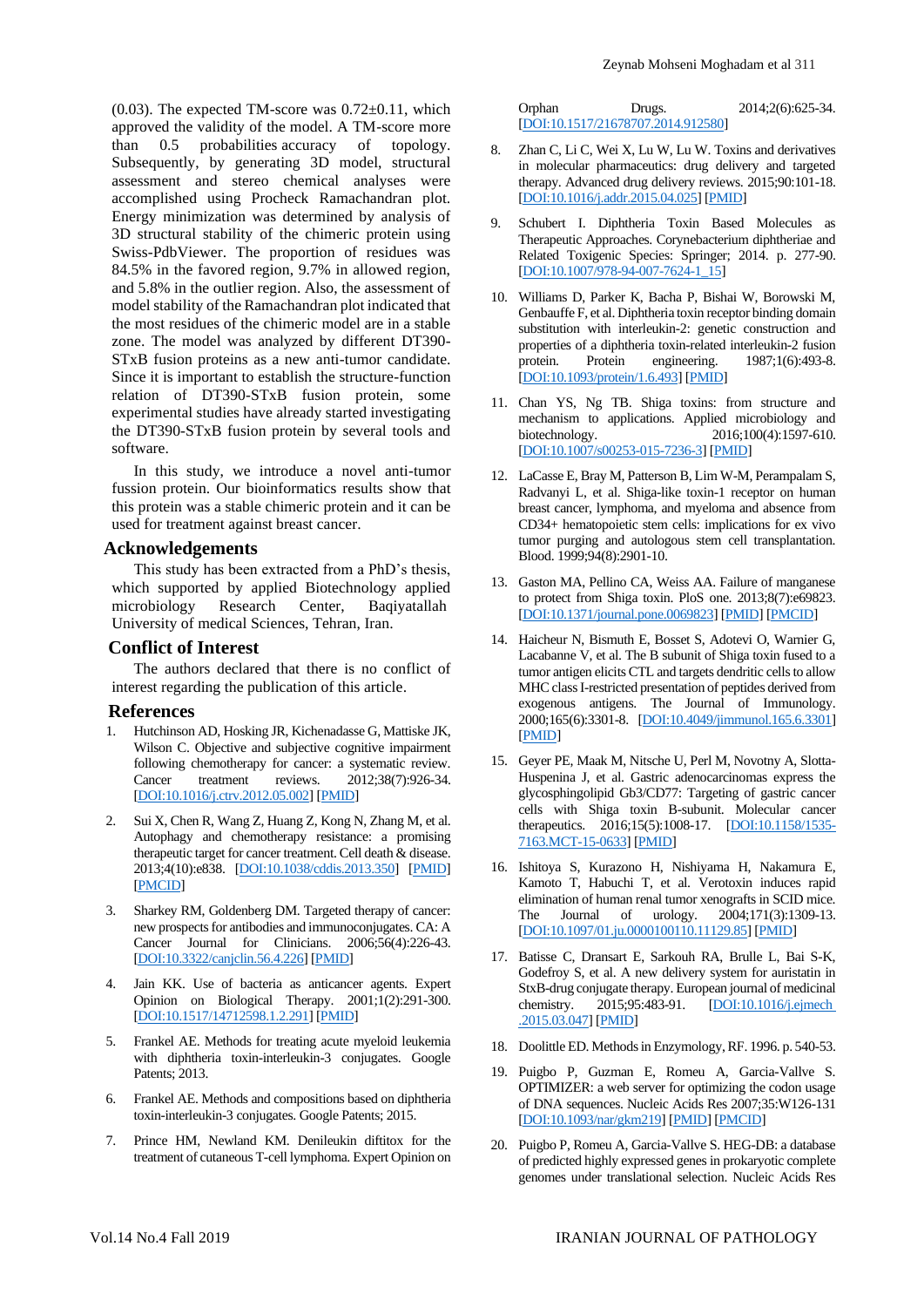(0.03). The expected TM-score was 0.72±0.11, which approved the validity of the model. A TM-score more than 0.5 probabilities accuracy of topology. Subsequently, by generating 3D model, structural assessment and stereo chemical analyses were accomplished using Procheck Ramachandran plot. Energy minimization was determined by analysis of 3D structural stability of the chimeric protein using Swiss-PdbViewer. The proportion of residues was 84.5% in the favored region, 9.7% in allowed region, and 5.8% in the outlier region. Also, the assessment of model stability of the Ramachandran plot indicated that the most residues of the chimeric model are in a stable zone. The model was analyzed by different DT390-STxB fusion proteins as a new anti-tumor candidate. Since it is important to establish the structure-function relation of DT390-STxB fusion protein, some experimental studies have already started investigating the DT390-STxB fusion protein by several tools and software.

In this study, we introduce a novel anti-tumor fussion protein. Our bioinformatics results show that this protein was a stable chimeric protein and it can be used for treatment against breast cancer.

## Acknowledgements

This study has been extracted from a PhD's thesis, which supported by applied Biotechnology applied microbiology Research Center, Baqiyatallah University of medical Sciences, Tehran, Iran.

## Conflict of Interest

The authors declared that there is no conflict of interest regarding the publication of this article.

## References

1. Hutchinson AD, Hosking JR, Kichenadasse G, Mattiske JK, Wilson C. Objective and subjective cognitive impairment following chemotherapy for cancer: a systematic review. Cancer treatment reviews. 2012;38(7):926-34. [DOI:10.1016/j.ctrv.2012.05.002] [PMID]
2. Sui X, Chen R, Wang Z, Huang Z, Kong N, Zhang M, et al. Autophagy and chemotherapy resistance: a promising therapeutic target for cancer treatment. Cell death & disease. 2013;4(10):e838. [DOI:10.1038/cddis.2013.350] [PMID] [PMCID]
3. Sharkey RM, Goldenberg DM. Targeted therapy of cancer: new prospects for antibodies and immunoconjugates. CA: A Cancer Journal for Clinicians. 2006;56(4):226-43. [DOI:10.3322/canjclin.56.4.226] [PMID]
4. Jain KK. Use of bacteria as anticancer agents. Expert Opinion on Biological Therapy. 2001;1(2):291-300. [DOI:10.1517/14712598.1.2.291] [PMID]
5. Frankel AE. Methods for treating acute myeloid leukemia with diphtheria toxin-interleukin-3 conjugates. Google Patents; 2013.
6. Frankel AE. Methods and compositions based on diphtheria toxin-interleukin-3 conjugates. Google Patents; 2015.
7. Prince HM, Newland KM. Denileukin diftitox for the treatment of cutaneous T-cell lymphoma. Expert Opinion on Orphan Drugs. 2014;2(6):625-34. [DOI:10.1517/21678707.2014.912580]
8. Zhan C, Li C, Wei X, Lu W, Lu W. Toxins and derivatives in molecular pharmaceutics: drug delivery and targeted therapy. Advanced drug delivery reviews. 2015;90:101-18. [DOI:10.1016/j.addr.2015.04.025] [PMID]
9. Schubert I. Diphtheria Toxin Based Molecules as Therapeutic Approaches. Corynebacterium diphtheriae and Related Toxigenic Species: Springer; 2014. p. 277-90. [DOI:10.1007/978-94-007-7624-1_15]
10. Williams D, Parker K, Bacha P, Bishai W, Borowski M, Genbauffe F, et al. Diphtheria toxin receptor binding domain substitution with interleukin-2: genetic construction and properties of a diphtheria toxin-related interleukin-2 fusion protein. Protein engineering. 1987;1(6):493-8. [DOI:10.1093/protein/1.6.493] [PMID]
11. Chan YS, Ng TB. Shiga toxins: from structure and mechanism to applications. Applied microbiology and biotechnology. 2016;100(4):1597-610. [DOI:10.1007/s00253-015-7236-3] [PMID]
12. LaCasse E, Bray M, Patterson B, Lim W-M, Perampalam S, Radvanyi L, et al. Shiga-like toxin-1 receptor on human breast cancer, lymphoma, and myeloma and absence from CD34+ hematopoietic stem cells: implications for ex vivo tumor purging and autologous stem cell transplantation. Blood. 1999;94(8):2901-10.
13. Gaston MA, Pellino CA, Weiss AA. Failure of manganese to protect from Shiga toxin. PloS one. 2013;8(7):e69823. [DOI:10.1371/journal.pone.0069823] [PMID] [PMCID]
14. Haicheur N, Bismuth E, Bosset S, Adotevi O, Warnier G, Lacabanne V, et al. The B subunit of Shiga toxin fused to a tumor antigen elicits CTL and targets dendritic cells to allow MHC class I-restricted presentation of peptides derived from exogenous antigens. The Journal of Immunology. 2000;165(6):3301-8. [DOI:10.4049/jimmunol.165.6.3301] [PMID]
15. Geyer PE, Maak M, Nitsche U, Perl M, Novotny A, Slotta-Huspenina J, et al. Gastric adenocarcinomas express the glycosphingolipid Gb3/CD77: Targeting of gastric cancer cells with Shiga toxin B-subunit. Molecular cancer therapeutics. 2016;15(5):1008-17. [DOI:10.1158/1535-7163.MCT-15-0633] [PMID]
16. Ishitoya S, Kurazono H, Nishiyama H, Nakamura E, Kamoto T, Habuchi T, et al. Verotoxin induces rapid elimination of human renal tumor xenografts in SCID mice. The Journal of urology. 2004;171(3):1309-13. [DOI:10.1097/01.ju.0000100110.11129.85] [PMID]
17. Batisse C, Dransart E, Sarkouh RA, Brulle L, Bai S-K, Godefroy S, et al. A new delivery system for auristatin in StxB-drug conjugate therapy. European journal of medicinal chemistry. 2015;95:483-91. [DOI:10.1016/j.ejmech.2015.03.047] [PMID]
18. Doolittle ED. Methods in Enzymology, RF. 1996. p. 540-53.
19. Puigbo P, Guzman E, Romeu A, Garcia-Vallve S. OPTIMIZER: a web server for optimizing the codon usage of DNA sequences. Nucleic Acids Res 2007;35:W126-131 [DOI:10.1093/nar/gkm219] [PMID] [PMCID]
20. Puigbo P, Romeu A, Garcia-Vallve S. HEG-DB: a database of predicted highly expressed genes in prokaryotic complete genomes under translational selection. Nucleic Acids Res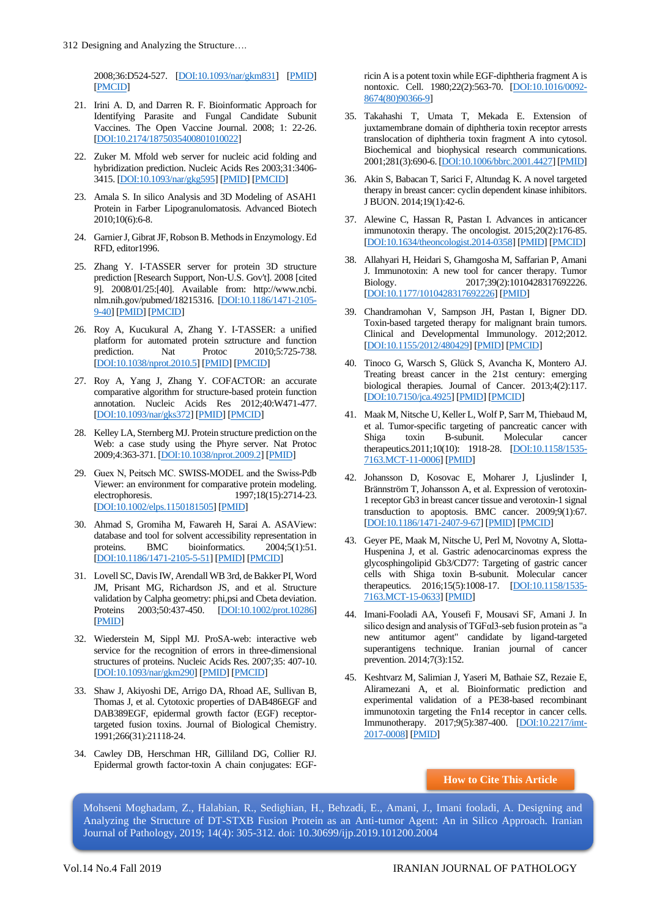2008;36:D524-527. [DOI:10.1093/nar/gkm831] [PMID] [PMCID]

21. Irini A. D, and Darren R. F. Bioinformatic Approach for Identifying Parasite and Fungal Candidate Subunit Vaccines. The Open Vaccine Journal. 2008; 1: 22-26. [DOI:10.2174/1875035400801010022]

22. Zuker M. Mfold web server for nucleic acid folding and hybridization prediction. Nucleic Acids Res 2003;31:3406-3415. [DOI:10.1093/nar/gkg595] [PMID] [PMCID]

23. Amala S. In silico Analysis and 3D Modeling of ASAH1 Protein in Farber Lipogranulomatosis. Advanced Biotech 2010;10(6):6-8.

24. Garnier J, Gibrat JF, Robson B. Methods in Enzymology. Ed RFD, editor1996.

25. Zhang Y. I-TASSER server for protein 3D structure prediction [Research Support, Non-U.S. Gov't]. 2008 [cited 9]. 2008/01/25:[40]. Available from: http://www.ncbi.nlm.nih.gov/pubmed/18215316. [DOI:10.1186/1471-2105-9-40] [PMID] [PMCID]

26. Roy A, Kucukural A, Zhang Y. I-TASSER: a unified platform for automated protein sztructure and function prediction. Nat Protoc 2010;5:725-738. [DOI:10.1038/nprot.2010.5] [PMID] [PMCID]

27. Roy A, Yang J, Zhang Y. COFACTOR: an accurate comparative algorithm for structure-based protein function annotation. Nucleic Acids Res 2012;40:W471-477. [DOI:10.1093/nar/gks372] [PMID] [PMCID]

28. Kelley LA, Sternberg MJ. Protein structure prediction on the Web: a case study using the Phyre server. Nat Protoc 2009;4:363-371. [DOI:10.1038/nprot.2009.2] [PMID]

29. Guex N, Peitsch MC. SWISS-MODEL and the Swiss-Pdb Viewer: an environment for comparative protein modeling. electrophoresis. 1997;18(15):2714-23. [DOI:10.1002/elps.1150181505] [PMID]

30. Ahmad S, Gromiha M, Fawareh H, Sarai A. ASAView: database and tool for solvent accessibility representation in proteins. BMC bioinformatics. 2004;5(1):51. [DOI:10.1186/1471-2105-5-51] [PMID] [PMCID]

31. Lovell SC, Davis IW, Arendall WB 3rd, de Bakker PI, Word JM, Prisant MG, Richardson JS, and et al. Structure validation by Calpha geometry: phi,psi and Cbeta deviation. Proteins 2003;50:437-450. [DOI:10.1002/prot.10286] [PMID]

32. Wiederstein M, Sippl MJ. ProSA-web: interactive web service for the recognition of errors in three-dimensional structures of proteins. Nucleic Acids Res. 2007;35: 407-10. [DOI:10.1093/nar/gkm290] [PMID] [PMCID]

33. Shaw J, Akiyoshi DE, Arrigo DA, Rhoad AE, Sullivan B, Thomas J, et al. Cytotoxic properties of DAB486EGF and DAB389EGF, epidermal growth factor (EGF) receptor-targeted fusion toxins. Journal of Biological Chemistry. 1991;266(31):21118-24.

34. Cawley DB, Herschman HR, Gilliland DG, Collier RJ. Epidermal growth factor-toxin A chain conjugates: EGF-ricin A is a potent toxin while EGF-diphtheria fragment A is nontoxic. Cell. 1980;22(2):563-70. [DOI:10.1016/0092-8674(80)90366-9]

35. Takahashi T, Umata T, Mekada E. Extension of juxtamembrane domain of diphtheria toxin receptor arrests translocation of diphtheria toxin fragment A into cytosol. Biochemical and biophysical research communications. 2001;281(3):690-6. [DOI:10.1006/bbrc.2001.4427] [PMID]

36. Akin S, Babacan T, Sarici F, Altundag K. A novel targeted therapy in breast cancer: cyclin dependent kinase inhibitors. J BUON. 2014;19(1):42-6.

37. Alewine C, Hassan R, Pastan I. Advances in anticancer immunotoxin therapy. The oncologist. 2015;20(2):176-85. [DOI:10.1634/theoncologist.2014-0358] [PMID] [PMCID]

38. Allahyari H, Heidari S, Ghamgosha M, Saffarian P, Amani J. Immunotoxin: A new tool for cancer therapy. Tumor Biology. 2017;39(2):1010428317692226. [DOI:10.1177/1010428317692226] [PMID]

39. Chandramohan V, Sampson JH, Pastan I, Bigner DD. Toxin-based targeted therapy for malignant brain tumors. Clinical and Developmental Immunology. 2012;2012. [DOI:10.1155/2012/480429] [PMID] [PMCID]

40. Tinoco G, Warsch S, Glück S, Avancha K, Montero AJ. Treating breast cancer in the 21st century: emerging biological therapies. Journal of Cancer. 2013;4(2):117. [DOI:10.7150/jca.4925] [PMID] [PMCID]

41. Maak M, Nitsche U, Keller L, Wolf P, Sarr M, Thiebaud M, et al. Tumor-specific targeting of pancreatic cancer with Shiga toxin B-subunit. Molecular cancer therapeutics.2011;10(10): 1918-28. [DOI:10.1158/1535-7163.MCT-11-0006] [PMID]

42. Johansson D, Kosovac E, Moharer J, Ljuslinder I, Brännström T, Johansson A, et al. Expression of verotoxin-1 receptor Gb3 in breast cancer tissue and verotoxin-1 signal transduction to apoptosis. BMC cancer. 2009;9(1):67. [DOI:10.1186/1471-2407-9-67] [PMID] [PMCID]

43. Geyer PE, Maak M, Nitsche U, Perl M, Novotny A, Slotta-Huspenina J, et al. Gastric adenocarcinomas express the glycosphingolipid Gb3/CD77: Targeting of gastric cancer cells with Shiga toxin B-subunit. Molecular cancer therapeutics. 2016;15(5):1008-17. [DOI:10.1158/1535-7163.MCT-15-0633] [PMID]

44. Imani-Fooladi AA, Yousefi F, Mousavi SF, Amani J. In silico design and analysis of TGFα l3-seb fusion protein as "a new antitumor agent" candidate by ligand-targeted superantigens technique. Iranian journal of cancer prevention. 2014;7(3):152.

45. Keshtvarz M, Salimian J, Yaseri M, Bathaie SZ, Rezaie E, Aliramezani A, et al. Bioinformatic prediction and experimental validation of a PE38-based recombinant immunotoxin targeting the Fn14 receptor in cancer cells. Immunotherapy. 2017;9(5):387-400. [DOI:10.2217/imt-2017-0008] [PMID]

**How to Cite This Article**

Mohseni Moghadam, Z., Halabian, R., Sedighian, H., Behzadi, E., Amani, J., Imani fooladi, A. Designing and Analyzing the Structure of DT-STXB Fusion Protein as an Anti-tumor Agent: An in Silico Approach. Iranian Journal of Pathology, 2019; 14(4): 305-312. doi: 10.30699/ijp.2019.101200.2004